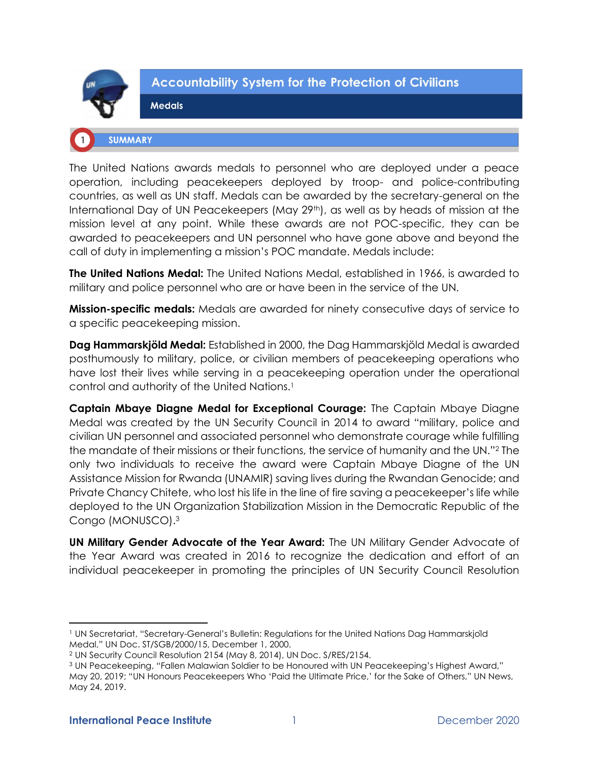# Accountability System for the Protection of Civilians

## Medals

### 1 SUMMARY

The United Nations awards medals to personnel who are deployed under a peace operation, including peacekeepers deployed by troop- and police-contributing countries, as well as UN staff. Medals can be awarded by the secretary-general on the International Day of UN Peacekeepers (May 29th), as well as by heads of mission at the mission level at any point. While these awards are not POC-specific, they can be awarded to peacekeepers and UN personnel who have gone above and beyond the call of duty in implementing a mission's POC mandate. Medals include:

**The United Nations Medal:** The United Nations Medal, established in 1966, is awarded to military and police personnel who are or have been in the service of the UN.

**Mission-specific medals:** Medals are awarded for ninety consecutive days of service to a specific peacekeeping mission.

**Dag Hammarskjöld Medal:** Established in 2000, the Dag Hammarskjöld Medal is awarded posthumously to military, police, or civilian members of peacekeeping operations who have lost their lives while serving in a peacekeeping operation under the operational control and authority of the United Nations.[1]

**Captain Mbaye Diagne Medal for Exceptional Courage:** The Captain Mbaye Diagne Medal was created by the UN Security Council in 2014 to award "military, police and civilian UN personnel and associated personnel who demonstrate courage while fulfilling the mandate of their missions or their functions, the service of humanity and the UN."[2] The only two individuals to receive the award were Captain Mbaye Diagne of the UN Assistance Mission for Rwanda (UNAMIR) saving lives during the Rwandan Genocide; and Private Chancy Chitete, who lost his life in the line of fire saving a peacekeeper's life while deployed to the UN Organization Stabilization Mission in the Democratic Republic of the Congo (MONUSCO).[3]

**UN Military Gender Advocate of the Year Award:** The UN Military Gender Advocate of the Year Award was created in 2016 to recognize the dedication and effort of an individual peacekeeper in promoting the principles of UN Security Council Resolution

---

[1] UN Secretariat, "Secretary-General's Bulletin: Regulations for the United Nations Dag Hammarskjöld Medal," UN Doc. ST/SGB/2000/15, December 1, 2000.

[2] UN Security Council Resolution 2154 (May 8, 2014), UN Doc. S/RES/2154.

[3] UN Peacekeeping, "Fallen Malawian Soldier to be Honoured with UN Peacekeeping's Highest Award," May 20, 2019; "UN Honours Peacekeepers Who 'Paid the Ultimate Price,' for the Sake of Others," UN News, May 24, 2019.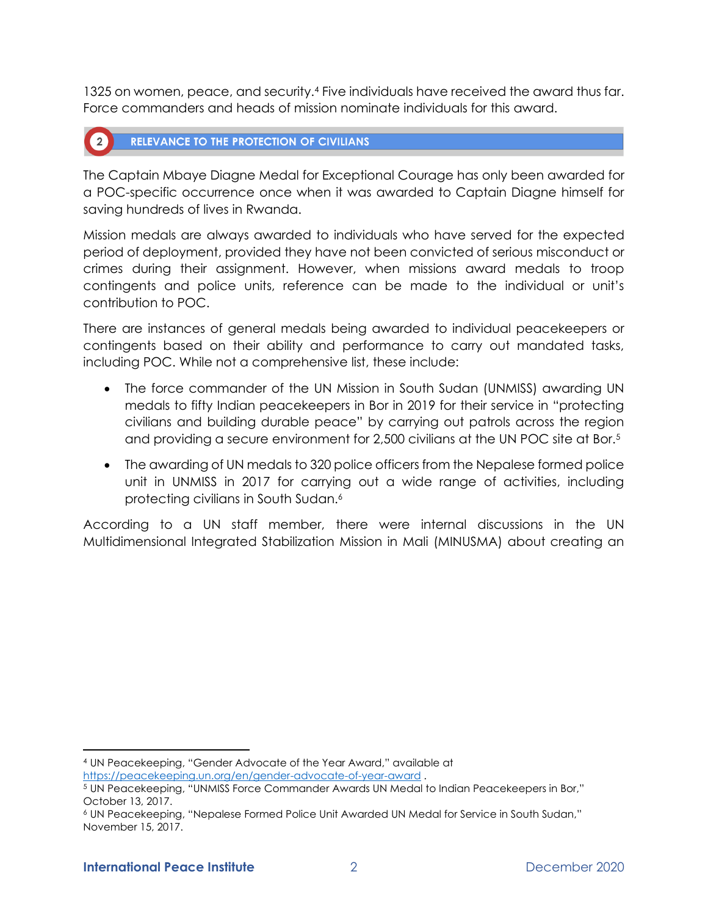1325 on women, peace, and security.[4] Five individuals have received the award thus far. Force commanders and heads of mission nominate individuals for this award.

## 2 RELEVANCE TO THE PROTECTION OF CIVILIANS

The Captain Mbaye Diagne Medal for Exceptional Courage has only been awarded for a POC-specific occurrence once when it was awarded to Captain Diagne himself for saving hundreds of lives in Rwanda.

Mission medals are always awarded to individuals who have served for the expected period of deployment, provided they have not been convicted of serious misconduct or crimes during their assignment. However, when missions award medals to troop contingents and police units, reference can be made to the individual or unit's contribution to POC.

There are instances of general medals being awarded to individual peacekeepers or contingents based on their ability and performance to carry out mandated tasks, including POC. While not a comprehensive list, these include:

- The force commander of the UN Mission in South Sudan (UNMISS) awarding UN medals to fifty Indian peacekeepers in Bor in 2019 for their service in "protecting civilians and building durable peace" by carrying out patrols across the region and providing a secure environment for 2,500 civilians at the UN POC site at Bor.[5]
- The awarding of UN medals to 320 police officers from the Nepalese formed police unit in UNMISS in 2017 for carrying out a wide range of activities, including protecting civilians in South Sudan.[6]

According to a UN staff member, there were internal discussions in the UN Multidimensional Integrated Stabilization Mission in Mali (MINUSMA) about creating an

---

[4] UN Peacekeeping, "Gender Advocate of the Year Award," available at https://peacekeeping.un.org/en/gender-advocate-of-year-award .

[5] UN Peacekeeping, "UNMISS Force Commander Awards UN Medal to Indian Peacekeepers in Bor," October 13, 2017.

[6] UN Peacekeeping, "Nepalese Formed Police Unit Awarded UN Medal for Service in South Sudan," November 15, 2017.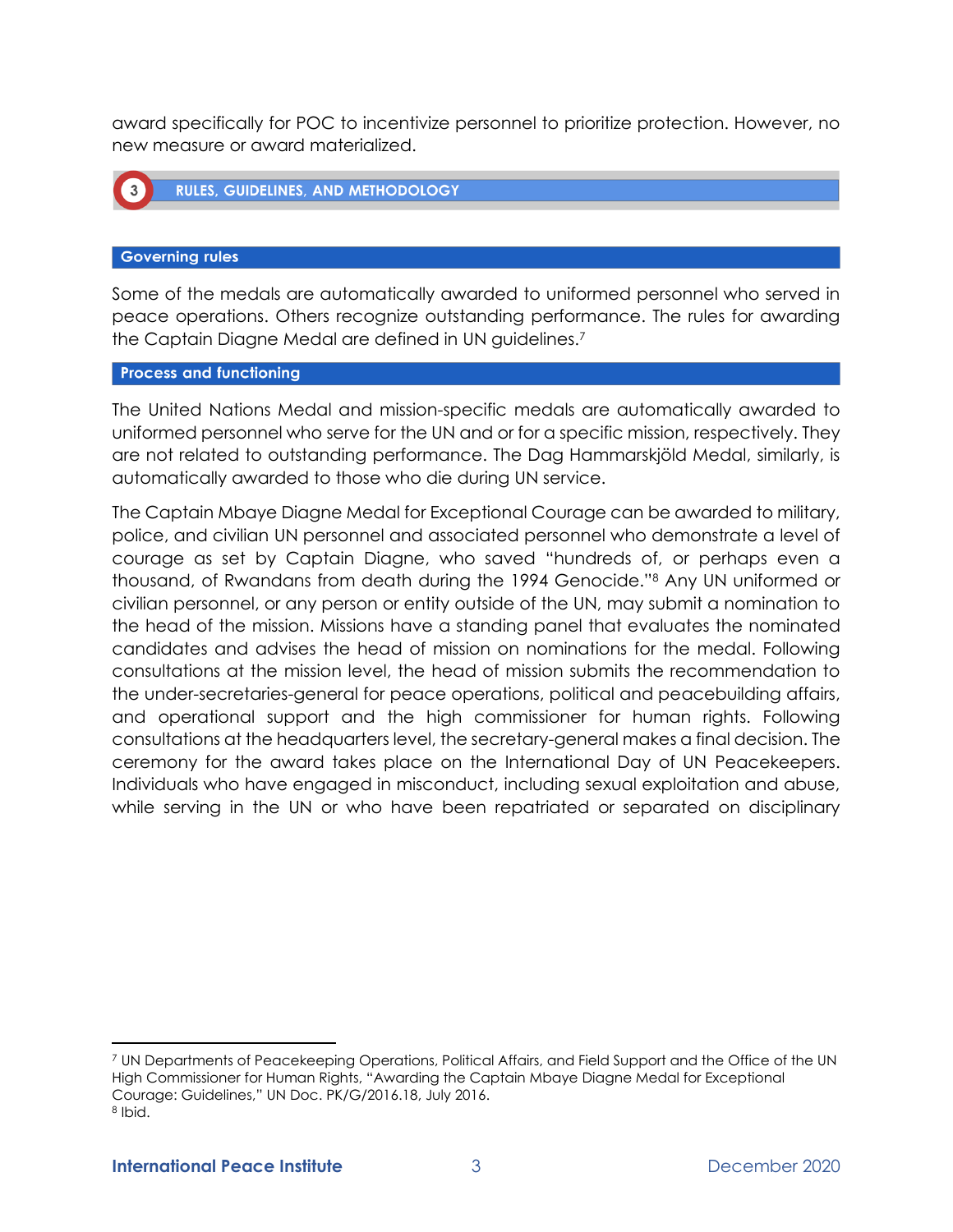award specifically for POC to incentivize personnel to prioritize protection. However, no new measure or award materialized.

## 3 RULES, GUIDELINES, AND METHODOLOGY

### Governing rules

Some of the medals are automatically awarded to uniformed personnel who served in peace operations. Others recognize outstanding performance. The rules for awarding the Captain Diagne Medal are defined in UN guidelines.[7]

### Process and functioning

The United Nations Medal and mission-specific medals are automatically awarded to uniformed personnel who serve for the UN and or for a specific mission, respectively. They are not related to outstanding performance. The Dag Hammarskjöld Medal, similarly, is automatically awarded to those who die during UN service.

The Captain Mbaye Diagne Medal for Exceptional Courage can be awarded to military, police, and civilian UN personnel and associated personnel who demonstrate a level of courage as set by Captain Diagne, who saved "hundreds of, or perhaps even a thousand, of Rwandans from death during the 1994 Genocide."[8] Any UN uniformed or civilian personnel, or any person or entity outside of the UN, may submit a nomination to the head of the mission. Missions have a standing panel that evaluates the nominated candidates and advises the head of mission on nominations for the medal. Following consultations at the mission level, the head of mission submits the recommendation to the under-secretaries-general for peace operations, political and peacebuilding affairs, and operational support and the high commissioner for human rights. Following consultations at the headquarters level, the secretary-general makes a final decision. The ceremony for the award takes place on the International Day of UN Peacekeepers. Individuals who have engaged in misconduct, including sexual exploitation and abuse, while serving in the UN or who have been repatriated or separated on disciplinary

---

[7] UN Departments of Peacekeeping Operations, Political Affairs, and Field Support and the Office of the UN High Commissioner for Human Rights, "Awarding the Captain Mbaye Diagne Medal for Exceptional Courage: Guidelines," UN Doc. PK/G/2016.18, July 2016.

[8] Ibid.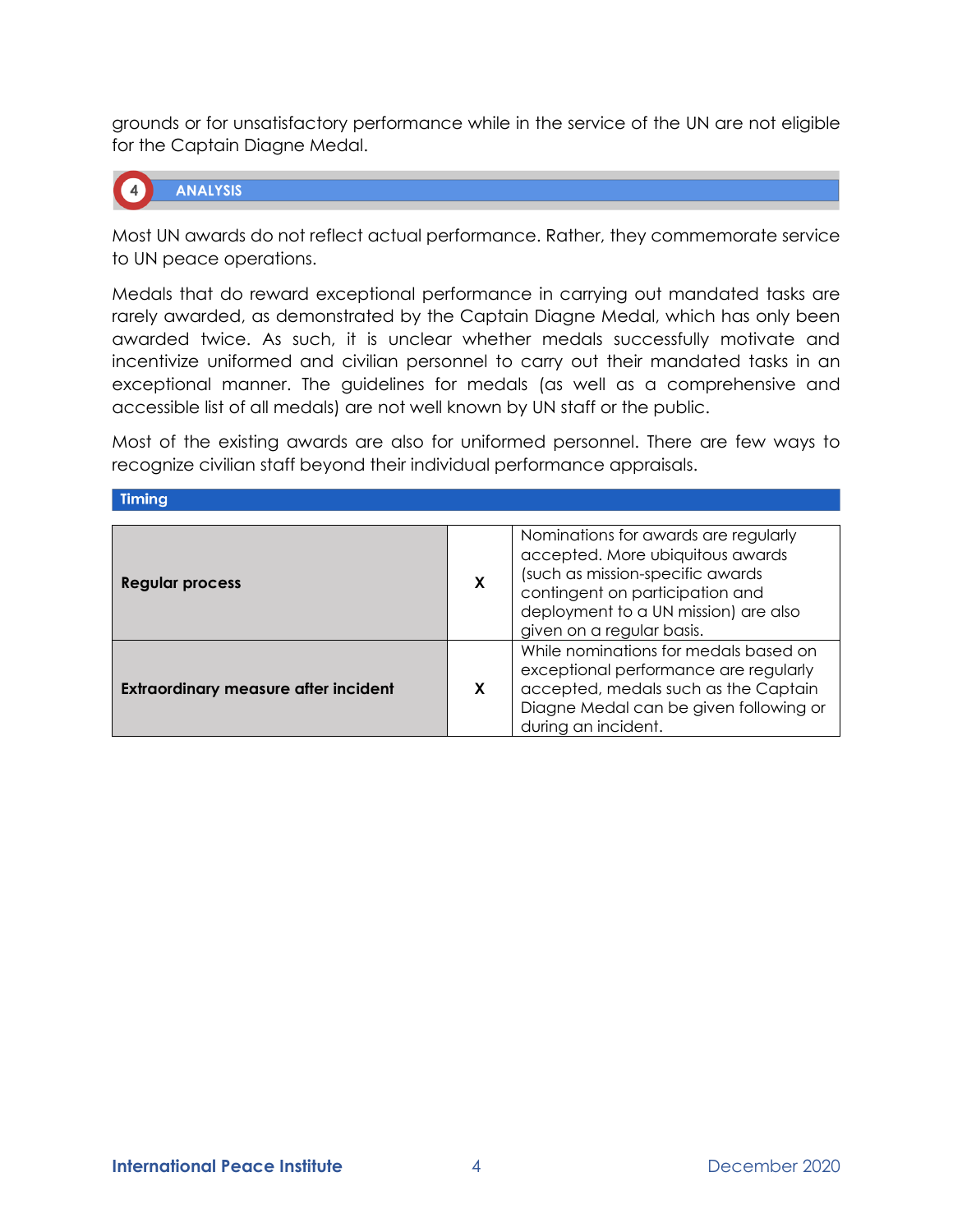grounds or for unsatisfactory performance while in the service of the UN are not eligible for the Captain Diagne Medal.

## 4 ANALYSIS

Most UN awards do not reflect actual performance. Rather, they commemorate service to UN peace operations.

Medals that do reward exceptional performance in carrying out mandated tasks are rarely awarded, as demonstrated by the Captain Diagne Medal, which has only been awarded twice. As such, it is unclear whether medals successfully motivate and incentivize uniformed and civilian personnel to carry out their mandated tasks in an exceptional manner. The guidelines for medals (as well as a comprehensive and accessible list of all medals) are not well known by UN staff or the public.

Most of the existing awards are also for uniformed personnel. There are few ways to recognize civilian staff beyond their individual performance appraisals.

### Timing

| | | |
|---|---|---|
| **Regular process** | **X** | Nominations for awards are regularly accepted. More ubiquitous awards (such as mission-specific awards contingent on participation and deployment to a UN mission) are also given on a regular basis. |
| **Extraordinary measure after incident** | **X** | While nominations for medals based on exceptional performance are regularly accepted, medals such as the Captain Diagne Medal can be given following or during an incident. |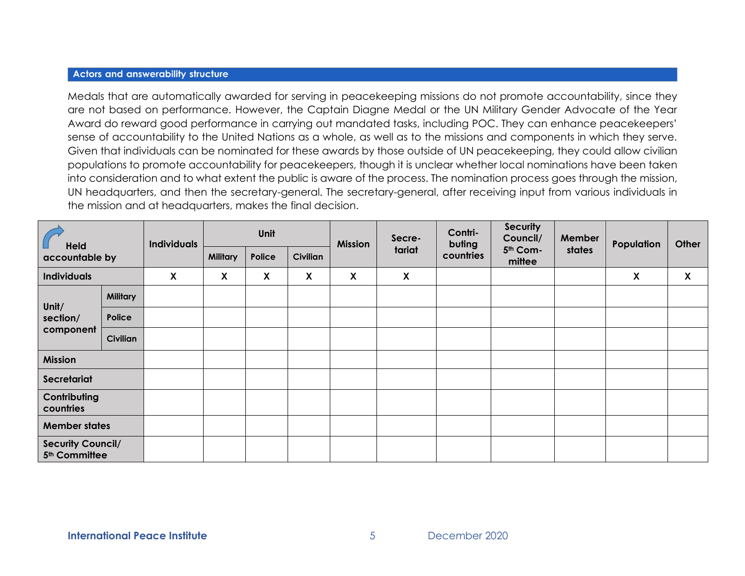## Actors and answerability structure

Medals that are automatically awarded for serving in peacekeeping missions do not promote accountability, since they are not based on performance. However, the Captain Diagne Medal or the UN Military Gender Advocate of the Year Award do reward good performance in carrying out mandated tasks, including POC. They can enhance peacekeepers' sense of accountability to the United Nations as a whole, as well as to the missions and components in which they serve. Given that individuals can be nominated for these awards by those outside of UN peacekeeping, they could allow civilian populations to promote accountability for peacekeepers, though it is unclear whether local nominations have been taken into consideration and to what extent the public is aware of the process. The nomination process goes through the mission, UN headquarters, and then the secretary-general. The secretary-general, after receiving input from various individuals in the mission and at headquarters, makes the final decision.

| Held accountable by | | Individuals | Unit | | | Mission | Secre-tariat | Contri-buting countries | Security Council/ 5th Com-mittee | Member states | Population | Other |
|---|---|---|---|---|---|---|---|---|---|---|---|---|
| | | | Military | Police | Civilian | | | | | | | |
| Individuals | | X | X | X | X | X | X | | | | X | X |
| Unit/ section/ component | Military | | | | | | | | | | | |
| | Police | | | | | | | | | | | |
| | Civilian | | | | | | | | | | | |
| Mission | | | | | | | | | | | | |
| Secretariat | | | | | | | | | | | | |
| Contributing countries | | | | | | | | | | | | |
| Member states | | | | | | | | | | | | |
| Security Council/ 5th Committee | | | | | | | | | | | | |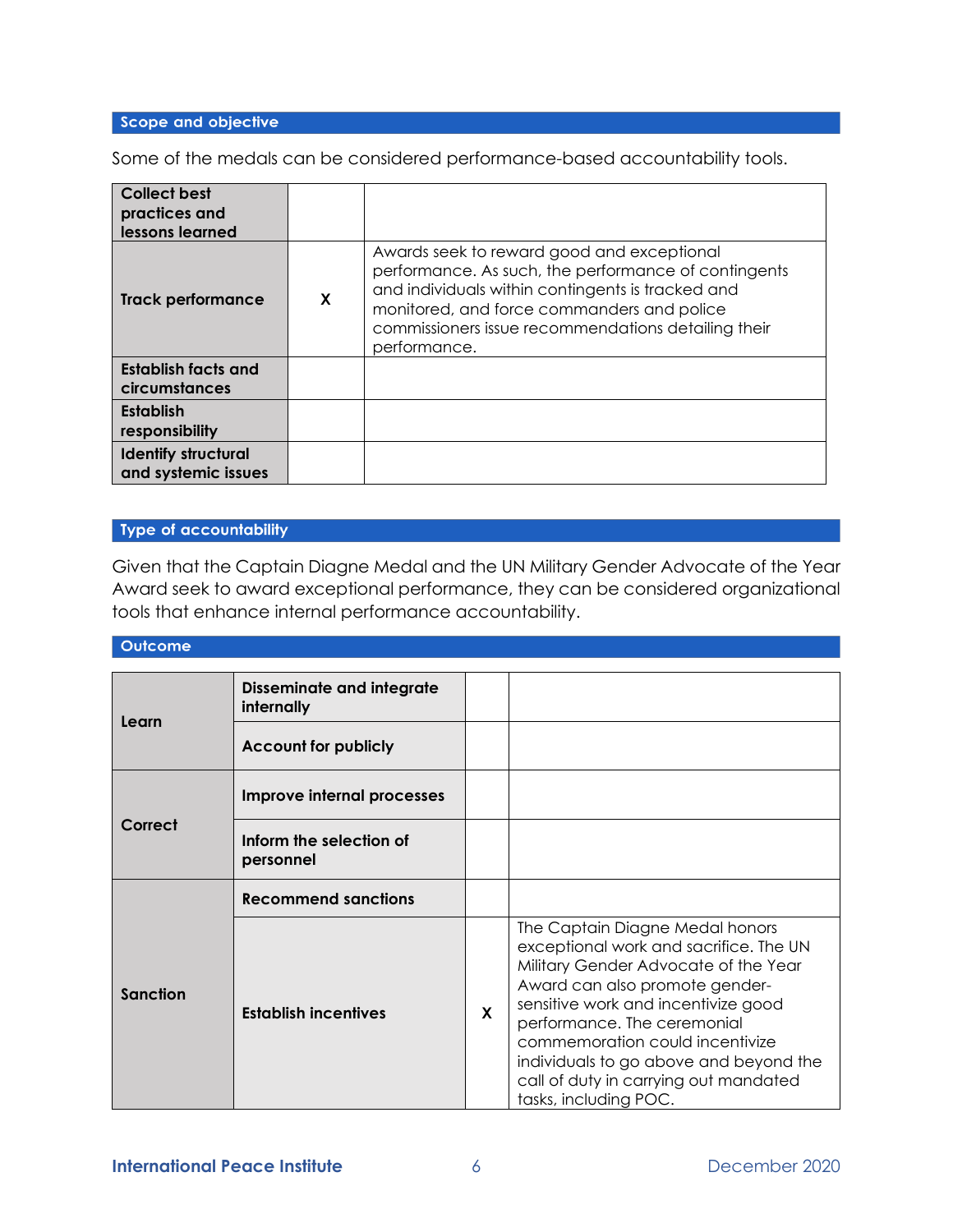## Scope and objective

Some of the medals can be considered performance-based accountability tools.

| | | |
|---|---|---|
| **Collect best practices and lessons learned** | | |
| **Track performance** | X | Awards seek to reward good and exceptional performance. As such, the performance of contingents and individuals within contingents is tracked and monitored, and force commanders and police commissioners issue recommendations detailing their performance. |
| **Establish facts and circumstances** | | |
| **Establish responsibility** | | |
| **Identify structural and systemic issues** | | |

## Type of accountability

Given that the Captain Diagne Medal and the UN Military Gender Advocate of the Year Award seek to award exceptional performance, they can be considered organizational tools that enhance internal performance accountability.

## Outcome

| | | | |
|---|---|---|---|
| **Learn** | **Disseminate and integrate internally** | | |
| | **Account for publicly** | | |
| **Correct** | **Improve internal processes** | | |
| | **Inform the selection of personnel** | | |
| **Sanction** | **Recommend sanctions** | | |
| | **Establish incentives** | X | The Captain Diagne Medal honors exceptional work and sacrifice. The UN Military Gender Advocate of the Year Award can also promote gender-sensitive work and incentivize good performance. The ceremonial commemoration could incentivize individuals to go above and beyond the call of duty in carrying out mandated tasks, including POC. |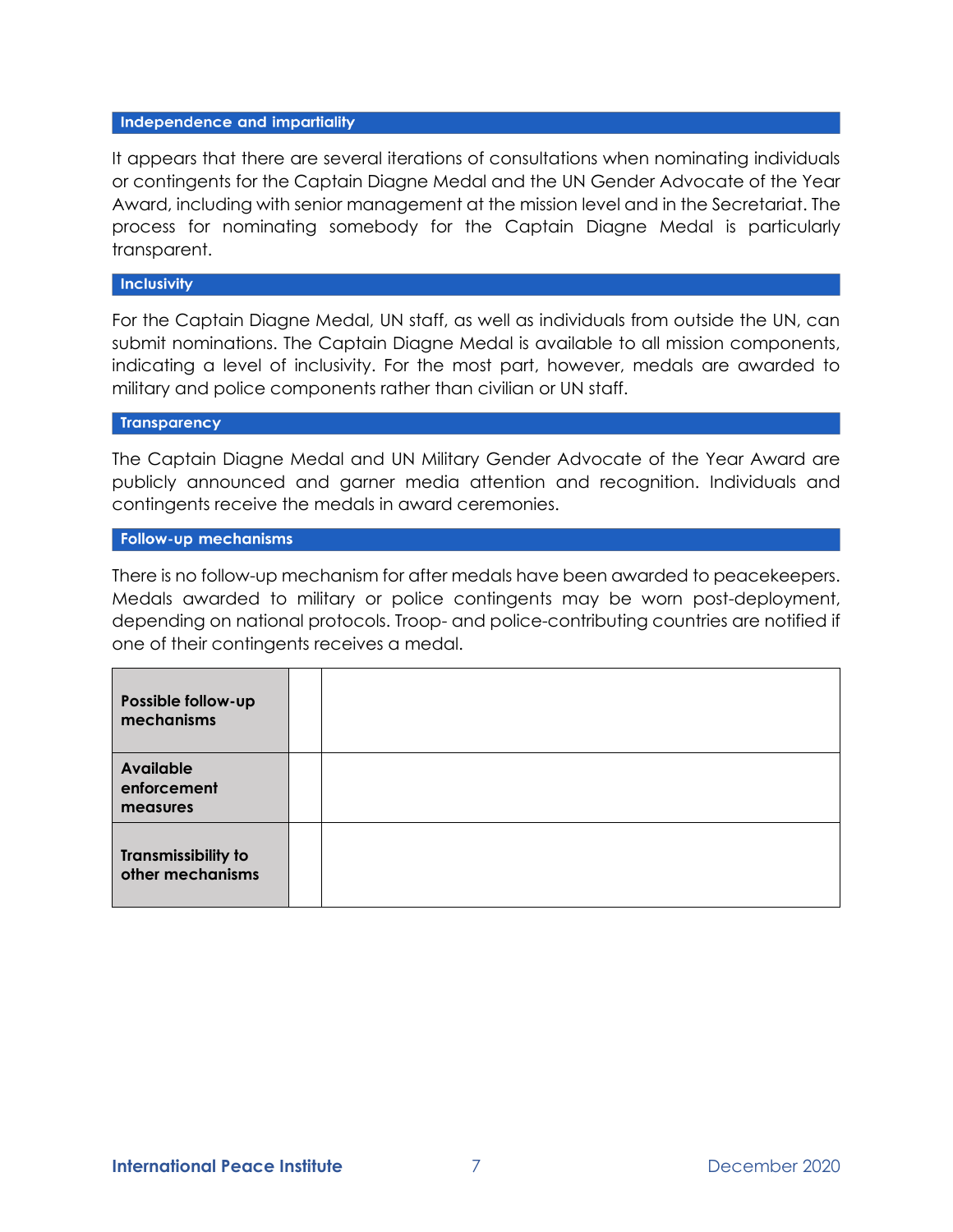### Independence and impartiality

It appears that there are several iterations of consultations when nominating individuals or contingents for the Captain Diagne Medal and the UN Gender Advocate of the Year Award, including with senior management at the mission level and in the Secretariat. The process for nominating somebody for the Captain Diagne Medal is particularly transparent.

### Inclusivity

For the Captain Diagne Medal, UN staff, as well as individuals from outside the UN, can submit nominations. The Captain Diagne Medal is available to all mission components, indicating a level of inclusivity. For the most part, however, medals are awarded to military and police components rather than civilian or UN staff.

### Transparency

The Captain Diagne Medal and UN Military Gender Advocate of the Year Award are publicly announced and garner media attention and recognition. Individuals and contingents receive the medals in award ceremonies.

### Follow-up mechanisms

There is no follow-up mechanism for after medals have been awarded to peacekeepers. Medals awarded to military or police contingents may be worn post-deployment, depending on national protocols. Troop- and police-contributing countries are notified if one of their contingents receives a medal.

| | | |
|---|---|---|
| **Possible follow-up mechanisms** | | |
| **Available enforcement measures** | | |
| **Transmissibility to other mechanisms** | | |